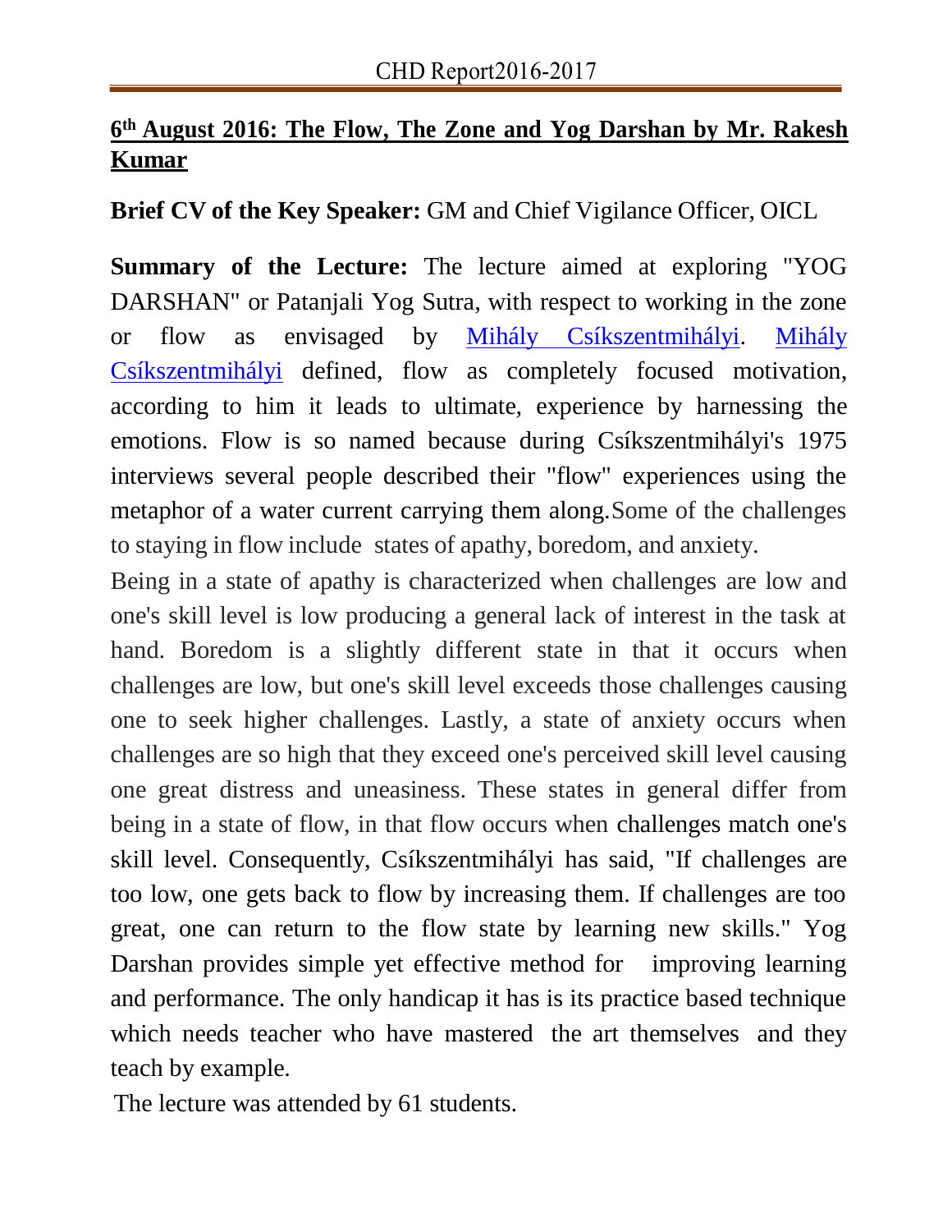## 6th August 2016: The Flow, The Zone and Yog Darshan by Mr. Rakesh Kumar

**Brief CV of the Key Speaker:** GM and Chief Vigilance Officer, OICL

**Summary of the Lecture:** The lecture aimed at exploring "YOG DARSHAN" or Patanjali Yog Sutra, with respect to working in the zone or flow as envisaged by Mihály Csíkszentmihályi. Mihály Csíkszentmihályi defined, flow as completely focused motivation, according to him it leads to ultimate, experience by harnessing the emotions. Flow is so named because during Csíkszentmihályi's 1975 interviews several people described their "flow" experiences using the metaphor of a water current carrying them along.Some of the challenges to staying in flow include states of apathy, boredom, and anxiety.

Being in a state of apathy is characterized when challenges are low and one's skill level is low producing a general lack of interest in the task at hand. Boredom is a slightly different state in that it occurs when challenges are low, but one's skill level exceeds those challenges causing one to seek higher challenges. Lastly, a state of anxiety occurs when challenges are so high that they exceed one's perceived skill level causing one great distress and uneasiness. These states in general differ from being in a state of flow, in that flow occurs when challenges match one's skill level. Consequently, Csíkszentmihályi has said, "If challenges are too low, one gets back to flow by increasing them. If challenges are too great, one can return to the flow state by learning new skills." Yog Darshan provides simple yet effective method for improving learning and performance. The only handicap it has is its practice based technique which needs teacher who have mastered the art themselves and they teach by example.

The lecture was attended by 61 students.